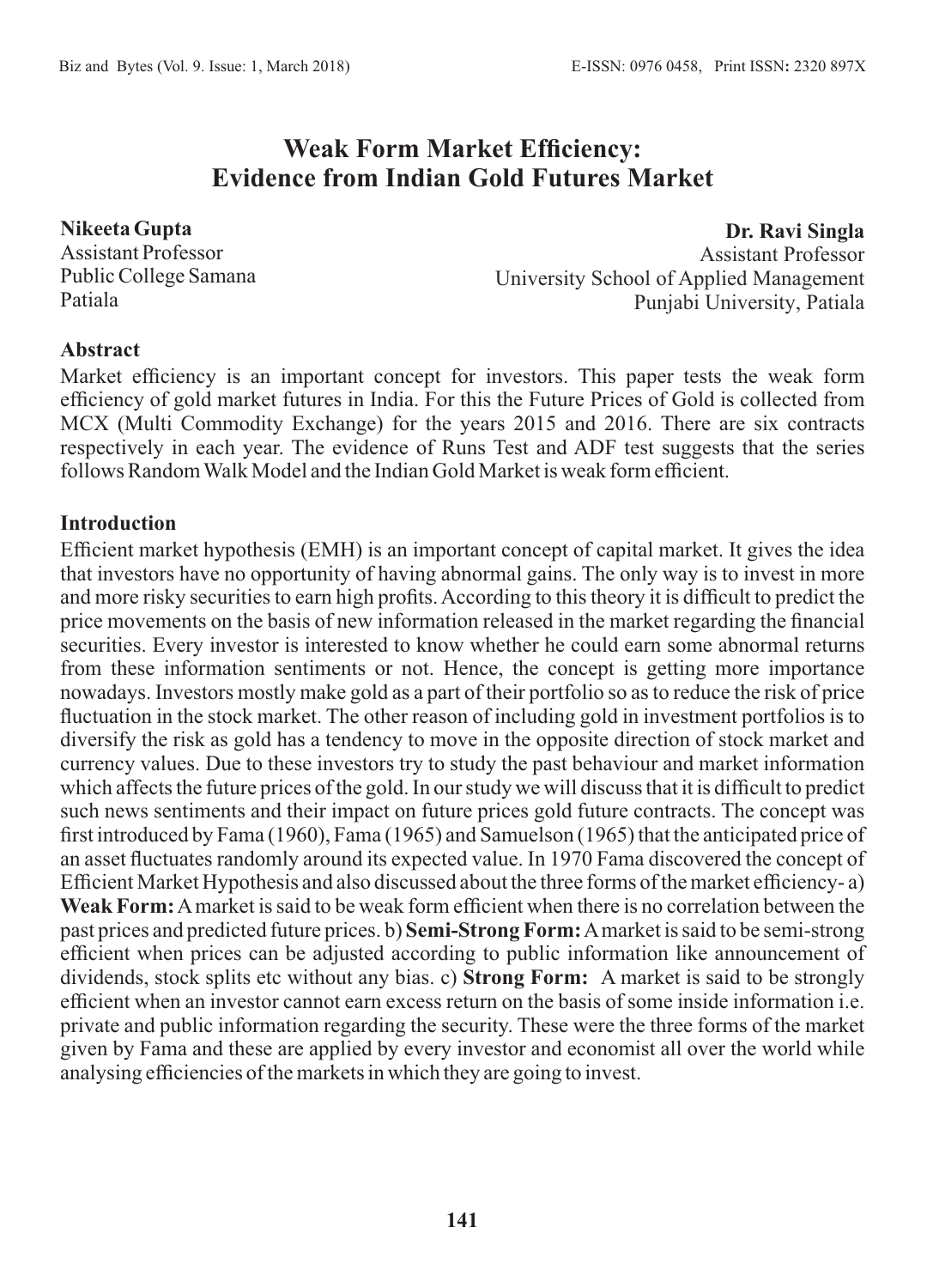# Weak Form Market Efficiency: Evidence from Indian Gold Futures Market

**Nikeeta Gupta**
Assistant Professor
Public College Samana
Patiala

**Dr. Ravi Singla**
Assistant Professor
University School of Applied Management
Punjabi University, Patiala

## Abstract

Market efficiency is an important concept for investors. This paper tests the weak form efficiency of gold market futures in India. For this the Future Prices of Gold is collected from MCX (Multi Commodity Exchange) for the years 2015 and 2016. There are six contracts respectively in each year. The evidence of Runs Test and ADF test suggests that the series follows Random Walk Model and the Indian Gold Market is weak form efficient.

## Introduction

Efficient market hypothesis (EMH) is an important concept of capital market. It gives the idea that investors have no opportunity of having abnormal gains. The only way is to invest in more and more risky securities to earn high profits. According to this theory it is difficult to predict the price movements on the basis of new information released in the market regarding the financial securities. Every investor is interested to know whether he could earn some abnormal returns from these information sentiments or not. Hence, the concept is getting more importance nowadays. Investors mostly make gold as a part of their portfolio so as to reduce the risk of price fluctuation in the stock market. The other reason of including gold in investment portfolios is to diversify the risk as gold has a tendency to move in the opposite direction of stock market and currency values. Due to these investors try to study the past behaviour and market information which affects the future prices of the gold. In our study we will discuss that it is difficult to predict such news sentiments and their impact on future prices gold future contracts. The concept was first introduced by Fama (1960), Fama (1965) and Samuelson (1965) that the anticipated price of an asset fluctuates randomly around its expected value. In 1970 Fama discovered the concept of Efficient Market Hypothesis and also discussed about the three forms of the market efficiency- a) **Weak Form:** A market is said to be weak form efficient when there is no correlation between the past prices and predicted future prices. b) **Semi-Strong Form:** A market is said to be semi-strong efficient when prices can be adjusted according to public information like announcement of dividends, stock splits etc without any bias. c) **Strong Form:** A market is said to be strongly efficient when an investor cannot earn excess return on the basis of some inside information i.e. private and public information regarding the security. These were the three forms of the market given by Fama and these are applied by every investor and economist all over the world while analysing efficiencies of the markets in which they are going to invest.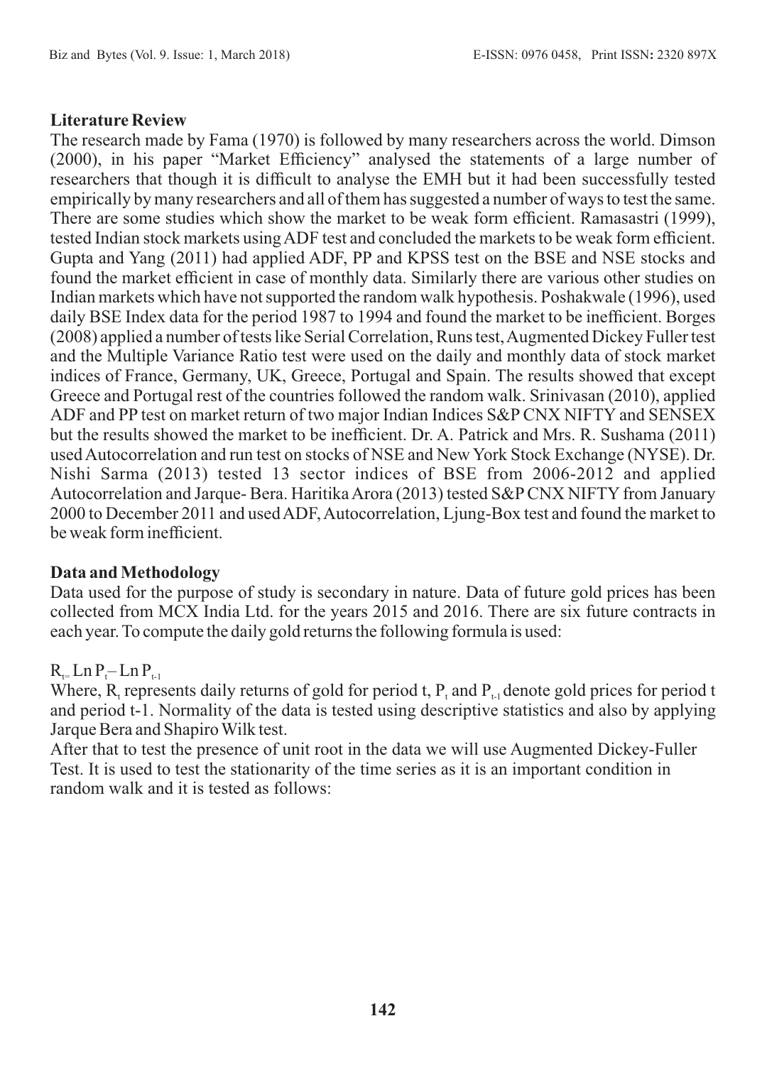**Literature Review**

The research made by Fama (1970) is followed by many researchers across the world. Dimson (2000), in his paper "Market Efficiency" analysed the statements of a large number of researchers that though it is difficult to analyse the EMH but it had been successfully tested empirically by many researchers and all of them has suggested a number of ways to test the same. There are some studies which show the market to be weak form efficient. Ramasastri (1999), tested Indian stock markets using ADF test and concluded the markets to be weak form efficient. Gupta and Yang (2011) had applied ADF, PP and KPSS test on the BSE and NSE stocks and found the market efficient in case of monthly data. Similarly there are various other studies on Indian markets which have not supported the random walk hypothesis. Poshakwale (1996), used daily BSE Index data for the period 1987 to 1994 and found the market to be inefficient. Borges (2008) applied a number of tests like Serial Correlation, Runs test, Augmented Dickey Fuller test and the Multiple Variance Ratio test were used on the daily and monthly data of stock market indices of France, Germany, UK, Greece, Portugal and Spain. The results showed that except Greece and Portugal rest of the countries followed the random walk. Srinivasan (2010), applied ADF and PP test on market return of two major Indian Indices S&P CNX NIFTY and SENSEX but the results showed the market to be inefficient. Dr. A. Patrick and Mrs. R. Sushama (2011) used Autocorrelation and run test on stocks of NSE and New York Stock Exchange (NYSE). Dr. Nishi Sarma (2013) tested 13 sector indices of BSE from 2006-2012 and applied Autocorrelation and Jarque- Bera. Haritika Arora (2013) tested S&P CNX NIFTY from January 2000 to December 2011 and used ADF, Autocorrelation, Ljung-Box test and found the market to be weak form inefficient.

**Data and Methodology**

Data used for the purpose of study is secondary in nature. Data of future gold prices has been collected from MCX India Ltd. for the years 2015 and 2016. There are six future contracts in each year. To compute the daily gold returns the following formula is used:

$$R_t = \text{Ln}\, P_t - \text{Ln}\, P_{t-1}$$

Where, $R_t$ represents daily returns of gold for period t, $P_t$ and $P_{t-1}$ denote gold prices for period t and period t-1. Normality of the data is tested using descriptive statistics and also by applying Jarque Bera and Shapiro Wilk test.

After that to test the presence of unit root in the data we will use Augmented Dickey-Fuller Test. It is used to test the stationarity of the time series as it is an important condition in random walk and it is tested as follows: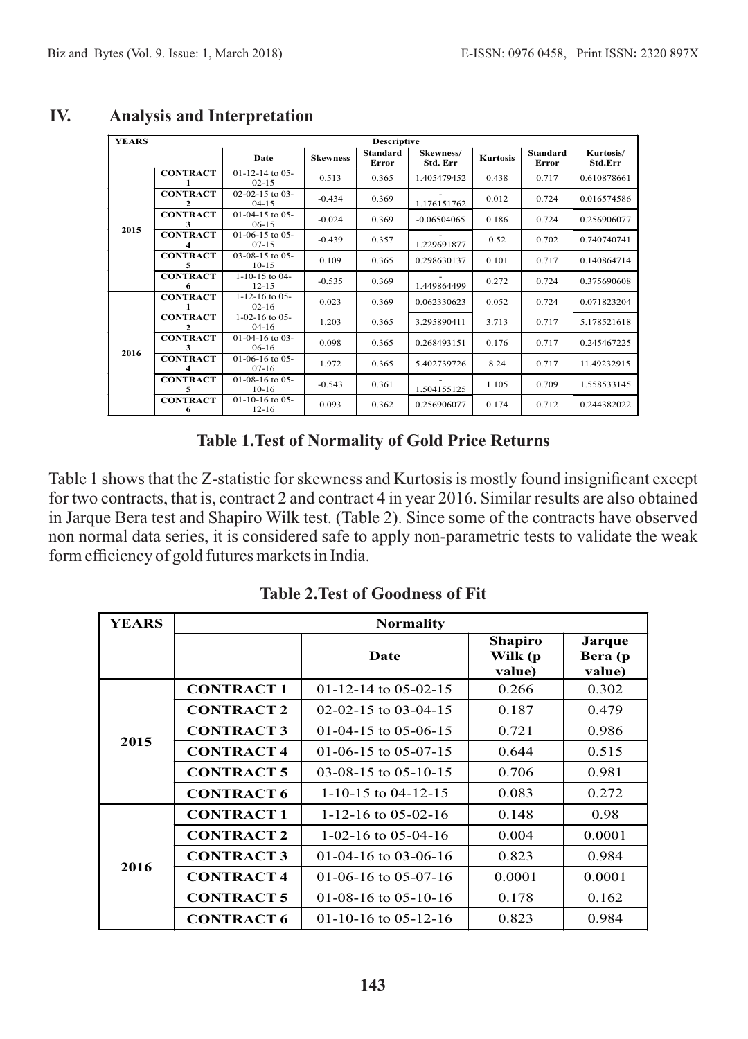## IV. Analysis and Interpretation

| YEARS | Descriptive | | | | | | | |
|---|---|---|---|---|---|---|---|---|
| | | Date | Skewness | Standard Error | Skewness/ Std. Err | Kurtosis | Standard Error | Kurtosis/ Std.Err |
| 2015 | CONTRACT 1 | 01-12-14 to 05-02-15 | 0.513 | 0.365 | 1.405479452 | 0.438 | 0.717 | 0.610878661 |
| | CONTRACT 2 | 02-02-15 to 03-04-15 | -0.434 | 0.369 | -1.176151762 | 0.012 | 0.724 | 0.016574586 |
| | CONTRACT 3 | 01-04-15 to 05-06-15 | -0.024 | 0.369 | -0.06504065 | 0.186 | 0.724 | 0.256906077 |
| | CONTRACT 4 | 01-06-15 to 05-07-15 | -0.439 | 0.357 | -1.229691877 | 0.52 | 0.702 | 0.740740741 |
| | CONTRACT 5 | 03-08-15 to 05-10-15 | 0.109 | 0.365 | 0.298630137 | 0.101 | 0.717 | 0.140864714 |
| | CONTRACT 6 | 1-10-15 to 04-12-15 | -0.535 | 0.369 | -1.449864499 | 0.272 | 0.724 | 0.375690608 |
| 2016 | CONTRACT 1 | 1-12-16 to 05-02-16 | 0.023 | 0.369 | 0.062330623 | 0.052 | 0.724 | 0.071823204 |
| | CONTRACT 2 | 1-02-16 to 05-04-16 | 1.203 | 0.365 | 3.295890411 | 3.713 | 0.717 | 5.178521618 |
| | CONTRACT 3 | 01-04-16 to 03-06-16 | 0.098 | 0.365 | 0.268493151 | 0.176 | 0.717 | 0.245467225 |
| | CONTRACT 4 | 01-06-16 to 05-07-16 | 1.972 | 0.365 | 5.402739726 | 8.24 | 0.717 | 11.49232915 |
| | CONTRACT 5 | 01-08-16 to 05-10-16 | -0.543 | 0.361 | -1.504155125 | 1.105 | 0.709 | 1.558533145 |
| | CONTRACT 6 | 01-10-16 to 05-12-16 | 0.093 | 0.362 | 0.256906077 | 0.174 | 0.712 | 0.244382022 |

**Table 1.Test of Normality of Gold Price Returns**

Table 1 shows that the Z-statistic for skewness and Kurtosis is mostly found insignificant except for two contracts, that is, contract 2 and contract 4 in year 2016. Similar results are also obtained in Jarque Bera test and Shapiro Wilk test. (Table 2). Since some of the contracts have observed non normal data series, it is considered safe to apply non-parametric tests to validate the weak form efficiency of gold futures markets in India.

**Table 2.Test of Goodness of Fit**

| YEARS | Normality | | | |
|---|---|---|---|---|
| | | Date | Shapiro Wilk (p value) | Jarque Bera (p value) |
| 2015 | CONTRACT 1 | 01-12-14 to 05-02-15 | 0.266 | 0.302 |
| | CONTRACT 2 | 02-02-15 to 03-04-15 | 0.187 | 0.479 |
| | CONTRACT 3 | 01-04-15 to 05-06-15 | 0.721 | 0.986 |
| | CONTRACT 4 | 01-06-15 to 05-07-15 | 0.644 | 0.515 |
| | CONTRACT 5 | 03-08-15 to 05-10-15 | 0.706 | 0.981 |
| | CONTRACT 6 | 1-10-15 to 04-12-15 | 0.083 | 0.272 |
| 2016 | CONTRACT 1 | 1-12-16 to 05-02-16 | 0.148 | 0.98 |
| | CONTRACT 2 | 1-02-16 to 05-04-16 | 0.004 | 0.0001 |
| | CONTRACT 3 | 01-04-16 to 03-06-16 | 0.823 | 0.984 |
| | CONTRACT 4 | 01-06-16 to 05-07-16 | 0.0001 | 0.0001 |
| | CONTRACT 5 | 01-08-16 to 05-10-16 | 0.178 | 0.162 |
| | CONTRACT 6 | 01-10-16 to 05-12-16 | 0.823 | 0.984 |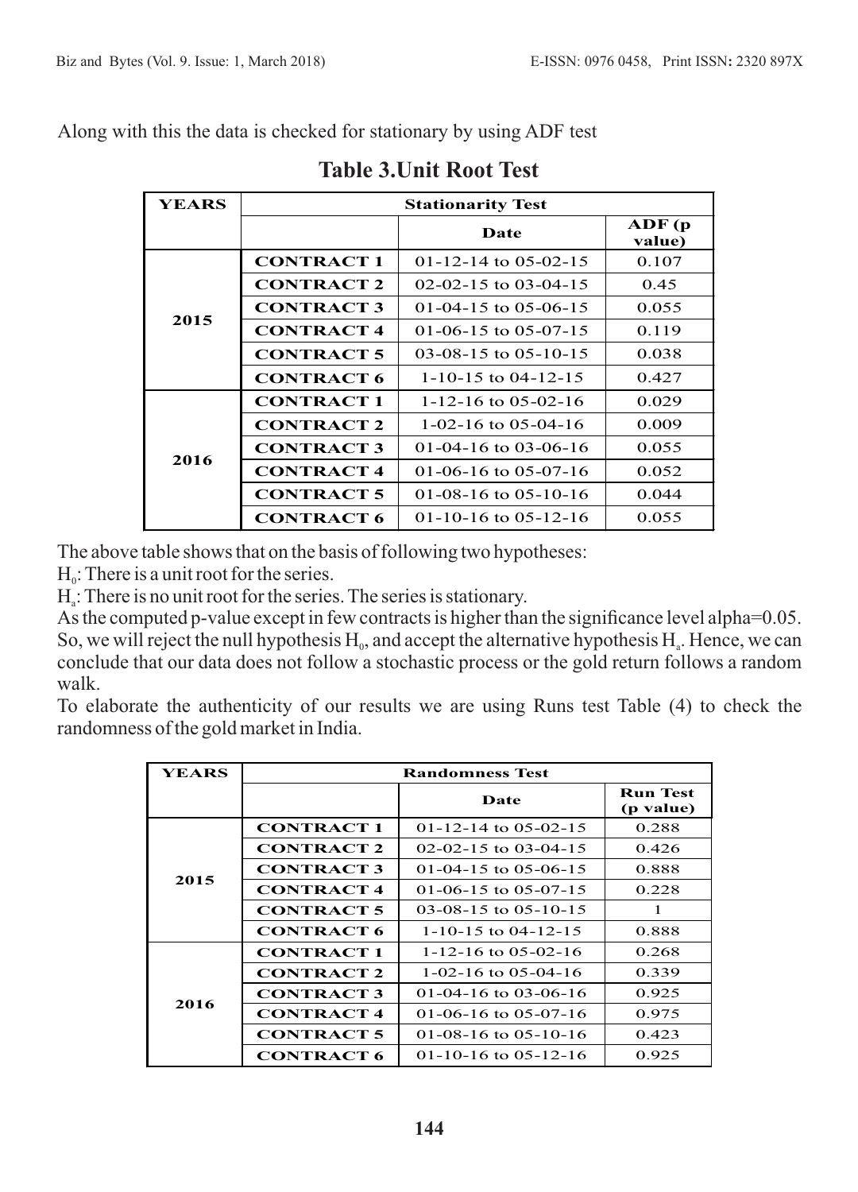Along with this the data is checked for stationary by using ADF test

**Table 3.Unit Root Test**

| YEARS | Stationarity Test | | |
|---|---|---|---|
| | | Date | ADF (p value) |
| 2015 | CONTRACT 1 | 01-12-14 to 05-02-15 | 0.107 |
| | CONTRACT 2 | 02-02-15 to 03-04-15 | 0.45 |
| | CONTRACT 3 | 01-04-15 to 05-06-15 | 0.055 |
| | CONTRACT 4 | 01-06-15 to 05-07-15 | 0.119 |
| | CONTRACT 5 | 03-08-15 to 05-10-15 | 0.038 |
| | CONTRACT 6 | 1-10-15 to 04-12-15 | 0.427 |
| 2016 | CONTRACT 1 | 1-12-16 to 05-02-16 | 0.029 |
| | CONTRACT 2 | 1-02-16 to 05-04-16 | 0.009 |
| | CONTRACT 3 | 01-04-16 to 03-06-16 | 0.055 |
| | CONTRACT 4 | 01-06-16 to 05-07-16 | 0.052 |
| | CONTRACT 5 | 01-08-16 to 05-10-16 | 0.044 |
| | CONTRACT 6 | 01-10-16 to 05-12-16 | 0.055 |

The above table shows that on the basis of following two hypotheses:

$H_0$: There is a unit root for the series.

$H_a$: There is no unit root for the series. The series is stationary.

As the computed p-value except in few contracts is higher than the significance level alpha=0.05. So, we will reject the null hypothesis $H_0$, and accept the alternative hypothesis $H_a$. Hence, we can conclude that our data does not follow a stochastic process or the gold return follows a random walk.

To elaborate the authenticity of our results we are using Runs test Table (4) to check the randomness of the gold market in India.

| YEARS | Randomness Test | | |
|---|---|---|---|
| | | Date | Run Test (p value) |
| 2015 | CONTRACT 1 | 01-12-14 to 05-02-15 | 0.288 |
| | CONTRACT 2 | 02-02-15 to 03-04-15 | 0.426 |
| | CONTRACT 3 | 01-04-15 to 05-06-15 | 0.888 |
| | CONTRACT 4 | 01-06-15 to 05-07-15 | 0.228 |
| | CONTRACT 5 | 03-08-15 to 05-10-15 | 1 |
| | CONTRACT 6 | 1-10-15 to 04-12-15 | 0.888 |
| 2016 | CONTRACT 1 | 1-12-16 to 05-02-16 | 0.268 |
| | CONTRACT 2 | 1-02-16 to 05-04-16 | 0.339 |
| | CONTRACT 3 | 01-04-16 to 03-06-16 | 0.925 |
| | CONTRACT 4 | 01-06-16 to 05-07-16 | 0.975 |
| | CONTRACT 5 | 01-08-16 to 05-10-16 | 0.423 |
| | CONTRACT 6 | 01-10-16 to 05-12-16 | 0.925 |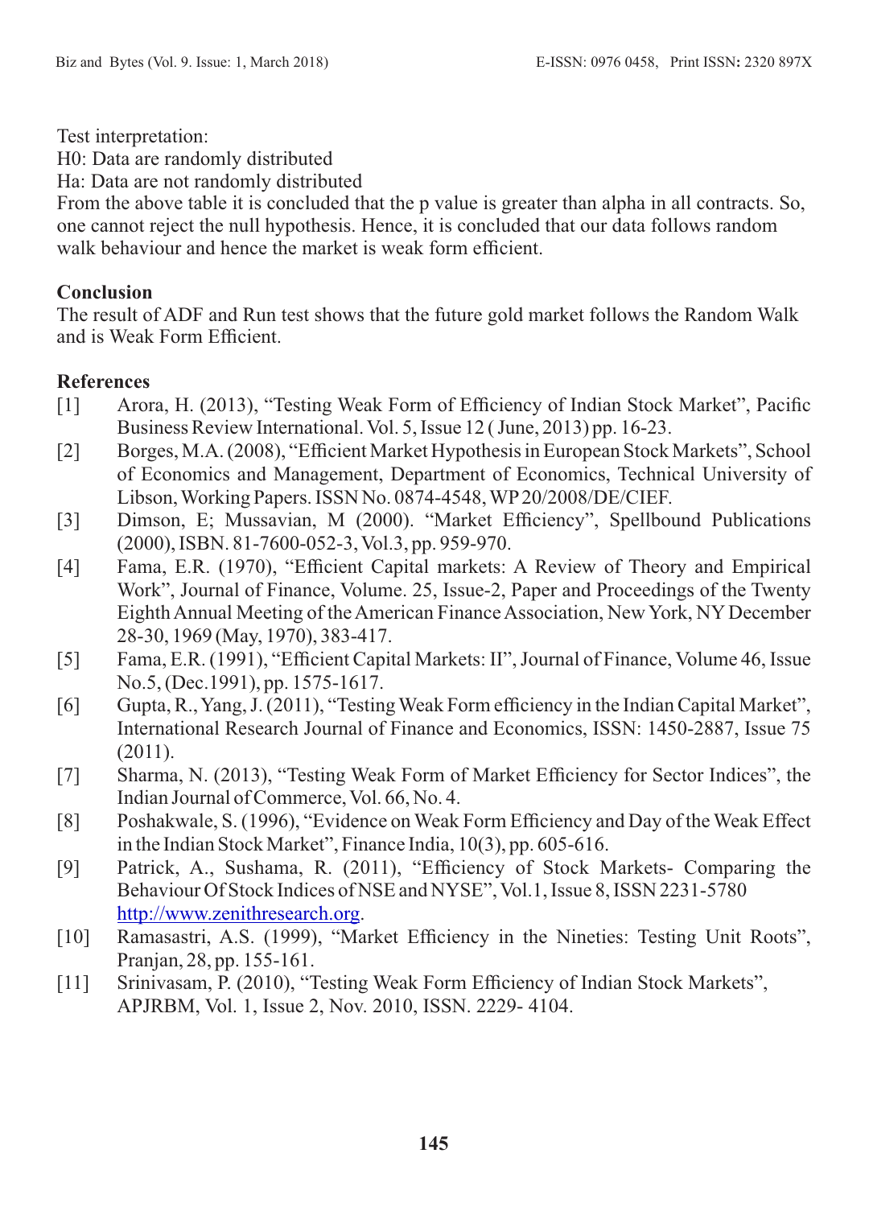Test interpretation:

H0: Data are randomly distributed

Ha: Data are not randomly distributed

From the above table it is concluded that the p value is greater than alpha in all contracts. So, one cannot reject the null hypothesis. Hence, it is concluded that our data follows random walk behaviour and hence the market is weak form efficient.

## Conclusion

The result of ADF and Run test shows that the future gold market follows the Random Walk and is Weak Form Efficient.

## References

[1] Arora, H. (2013), "Testing Weak Form of Efficiency of Indian Stock Market", Pacific Business Review International. Vol. 5, Issue 12 ( June, 2013) pp. 16-23.

[2] Borges, M.A. (2008), "Efficient Market Hypothesis in European Stock Markets", School of Economics and Management, Department of Economics, Technical University of Libson, Working Papers. ISSN No. 0874-4548, WP 20/2008/DE/CIEF.

[3] Dimson, E; Mussavian, M (2000). "Market Efficiency", Spellbound Publications (2000), ISBN. 81-7600-052-3, Vol.3, pp. 959-970.

[4] Fama, E.R. (1970), "Efficient Capital markets: A Review of Theory and Empirical Work", Journal of Finance, Volume. 25, Issue-2, Paper and Proceedings of the Twenty Eighth Annual Meeting of the American Finance Association, New York, NY December 28-30, 1969 (May, 1970), 383-417.

[5] Fama, E.R. (1991), "Efficient Capital Markets: II", Journal of Finance, Volume 46, Issue No.5, (Dec.1991), pp. 1575-1617.

[6] Gupta, R., Yang, J. (2011), "Testing Weak Form efficiency in the Indian Capital Market", International Research Journal of Finance and Economics, ISSN: 1450-2887, Issue 75 (2011).

[7] Sharma, N. (2013), "Testing Weak Form of Market Efficiency for Sector Indices", the Indian Journal of Commerce, Vol. 66, No. 4.

[8] Poshakwale, S. (1996), "Evidence on Weak Form Efficiency and Day of the Weak Effect in the Indian Stock Market", Finance India, 10(3), pp. 605-616.

[9] Patrick, A., Sushama, R. (2011), "Efficiency of Stock Markets- Comparing the Behaviour Of Stock Indices of NSE and NYSE", Vol.1, Issue 8, ISSN 2231-5780 http://www.zenithresearch.org.

[10] Ramasastri, A.S. (1999), "Market Efficiency in the Nineties: Testing Unit Roots", Pranjan, 28, pp. 155-161.

[11] Srinivasam, P. (2010), "Testing Weak Form Efficiency of Indian Stock Markets", APJRBM, Vol. 1, Issue 2, Nov. 2010, ISSN. 2229- 4104.